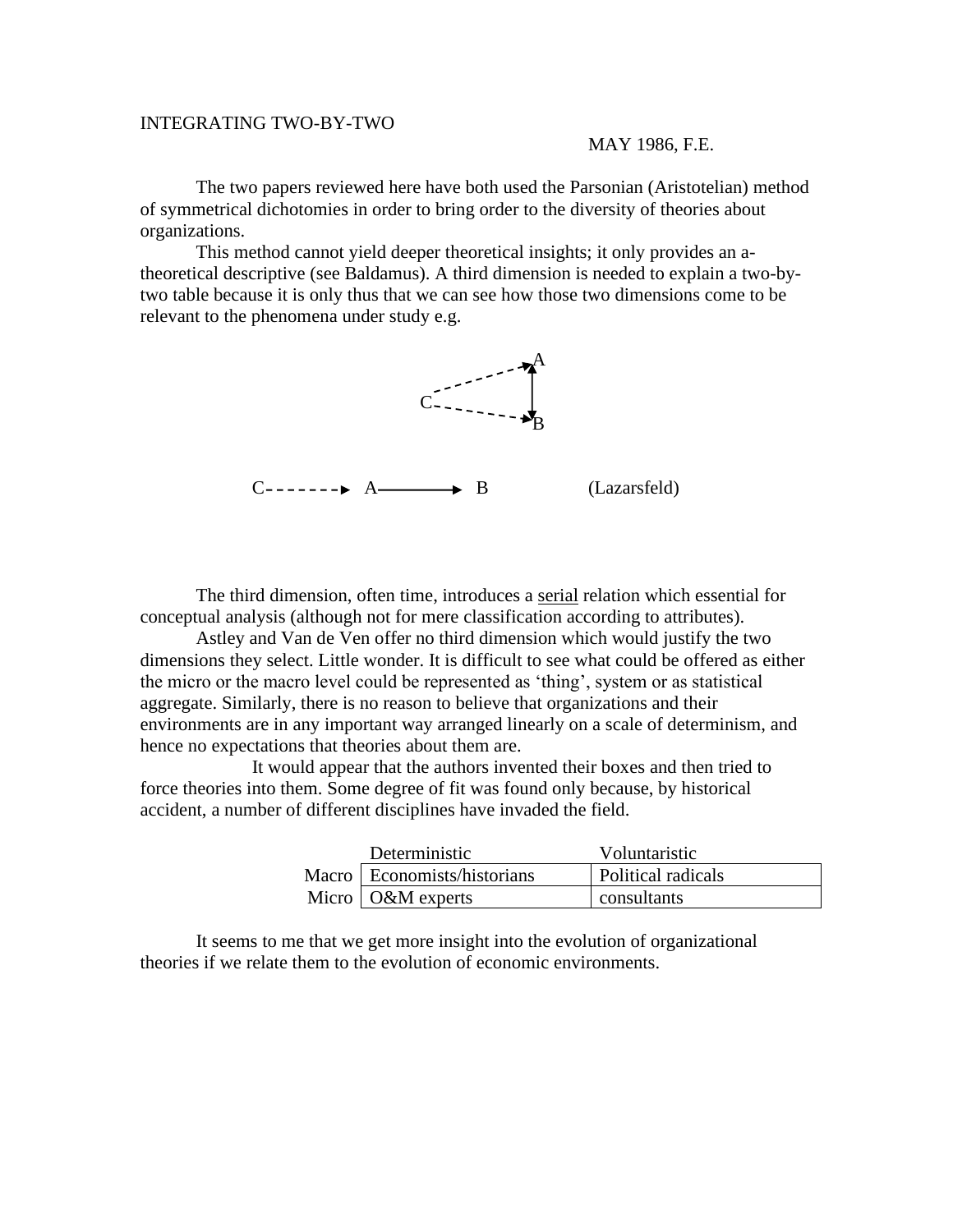INTEGRATING TWO-BY-TWO

MAY 1986, F.E.

The two papers reviewed here have both used the Parsonian (Aristotelian) method of symmetrical dichotomies in order to bring order to the diversity of theories about organizations.

This method cannot yield deeper theoretical insights; it only provides an a-theoretical descriptive (see Baldamus). A third dimension is needed to explain a two-by-two table because it is only thus that we can see how those two dimensions come to be relevant to the phenomena under study e.g.

```
              A
           ⇢  ↑
        C     |
           ⇢  ↓
              B

C - - - - - -> A ————————> B          (Lazarsfeld)
```

The third dimension, often time, introduces a <u>serial</u> relation which essential for conceptual analysis (although not for mere classification according to attributes).

Astley and Van de Ven offer no third dimension which would justify the two dimensions they select. Little wonder. It is difficult to see what could be offered as either the micro or the macro level could be represented as 'thing', system or as statistical aggregate. Similarly, there is no reason to believe that organizations and their environments are in any important way arranged linearly on a scale of determinism, and hence no expectations that theories about them are.

It would appear that the authors invented their boxes and then tried to force theories into them. Some degree of fit was found only because, by historical accident, a number of different disciplines have invaded the field.

| | Deterministic | Voluntaristic |
|---|---|---|
| Macro | Economists/historians | Political radicals |
| Micro | O&M experts | consultants |

It seems to me that we get more insight into the evolution of organizational theories if we relate them to the evolution of economic environments.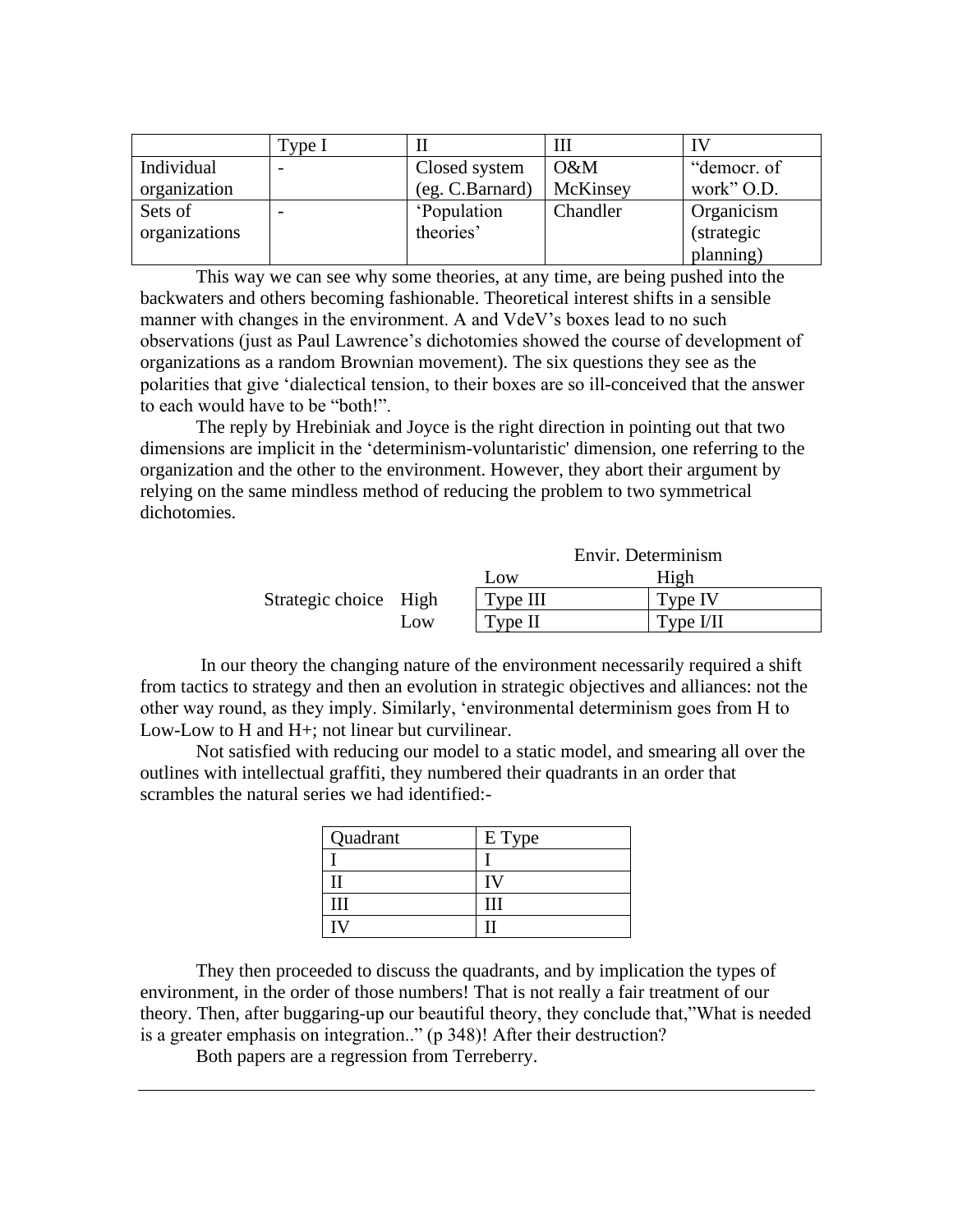| | Type I | II | III | IV |
|---|---|---|---|---|
| Individual organization | - | Closed system (eg. C.Barnard) | O&M McKinsey | "democr. of work" O.D. |
| Sets of organizations | - | 'Population theories' | Chandler | Organicism (strategic planning) |

This way we can see why some theories, at any time, are being pushed into the backwaters and others becoming fashionable. Theoretical interest shifts in a sensible manner with changes in the environment. A and VdeV's boxes lead to no such observations (just as Paul Lawrence's dichotomies showed the course of development of organizations as a random Brownian movement). The six questions they see as the polarities that give 'dialectical tension, to their boxes are so ill-conceived that the answer to each would have to be "both!".

The reply by Hrebiniak and Joyce is the right direction in pointing out that two dimensions are implicit in the 'determinism-voluntaristic' dimension, one referring to the organization and the other to the environment. However, they abort their argument by relying on the same mindless method of reducing the problem to two symmetrical dichotomies.

| | | Envir. Determinism | |
|---|---|---|---|
| | | Low | High |
| Strategic choice | High | Type III | Type IV |
| | Low | Type II | Type I/II |

In our theory the changing nature of the environment necessarily required a shift from tactics to strategy and then an evolution in strategic objectives and alliances: not the other way round, as they imply. Similarly, 'environmental determinism goes from H to Low-Low to H and H+; not linear but curvilinear.

Not satisfied with reducing our model to a static model, and smearing all over the outlines with intellectual graffiti, they numbered their quadrants in an order that scrambles the natural series we had identified:-

| Quadrant | E Type |
|---|---|
| I | I |
| II | IV |
| III | III |
| IV | II |

They then proceeded to discuss the quadrants, and by implication the types of environment, in the order of those numbers! That is not really a fair treatment of our theory. Then, after buggaring-up our beautiful theory, they conclude that,"What is needed is a greater emphasis on integration.." (p 348)! After their destruction?

Both papers are a regression from Terreberry.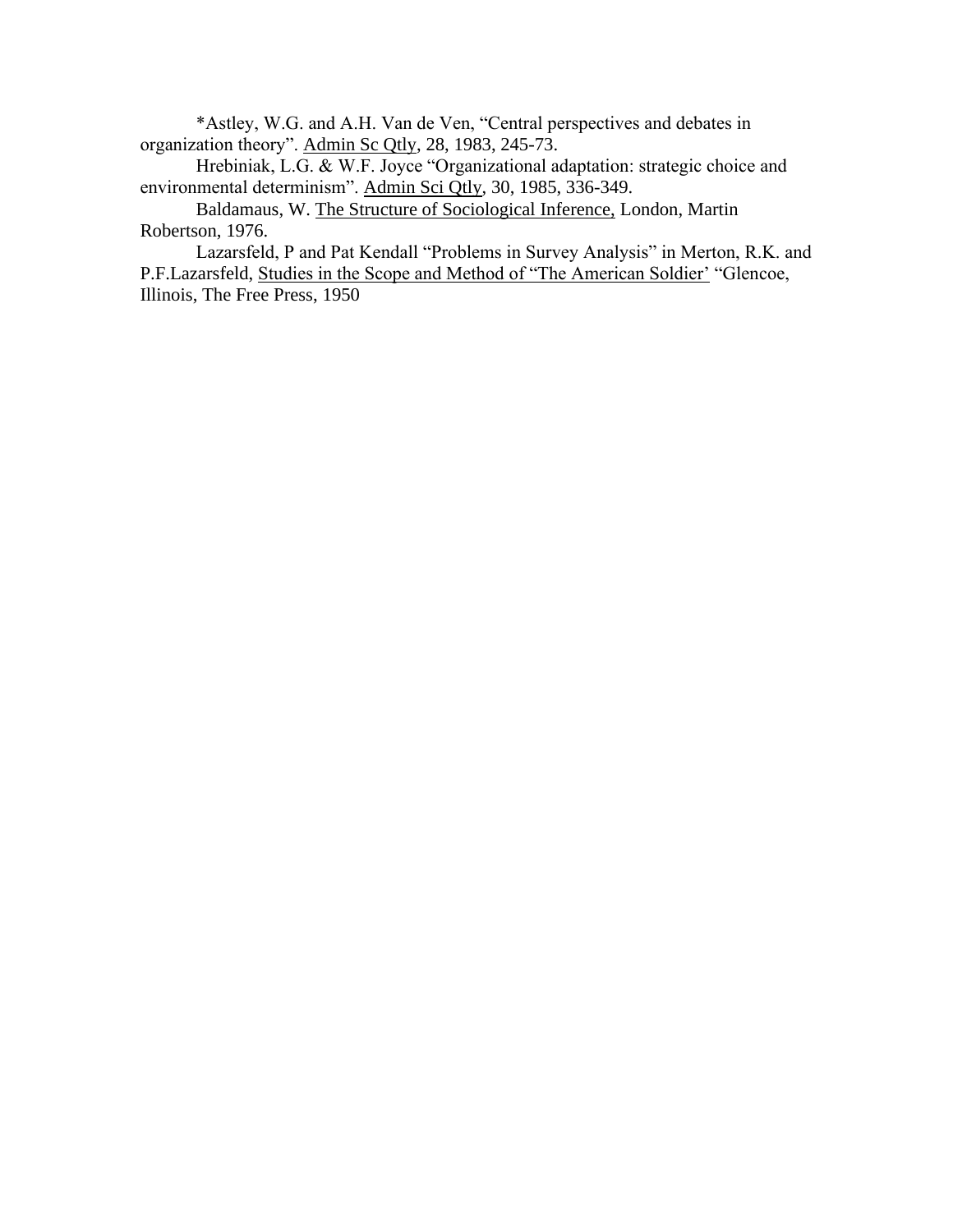*Astley, W.G. and A.H. Van de Ven, "Central perspectives and debates in organization theory". Admin Sc Qtly, 28, 1983, 245-73.

Hrebiniak, L.G. & W.F. Joyce "Organizational adaptation: strategic choice and environmental determinism". Admin Sci Qtly, 30, 1985, 336-349.

Baldamaus, W. The Structure of Sociological Inference, London, Martin Robertson, 1976.

Lazarsfeld, P and Pat Kendall "Problems in Survey Analysis" in Merton, R.K. and P.F.Lazarsfeld, Studies in the Scope and Method of "The American Soldier' "Glencoe, Illinois, The Free Press, 1950